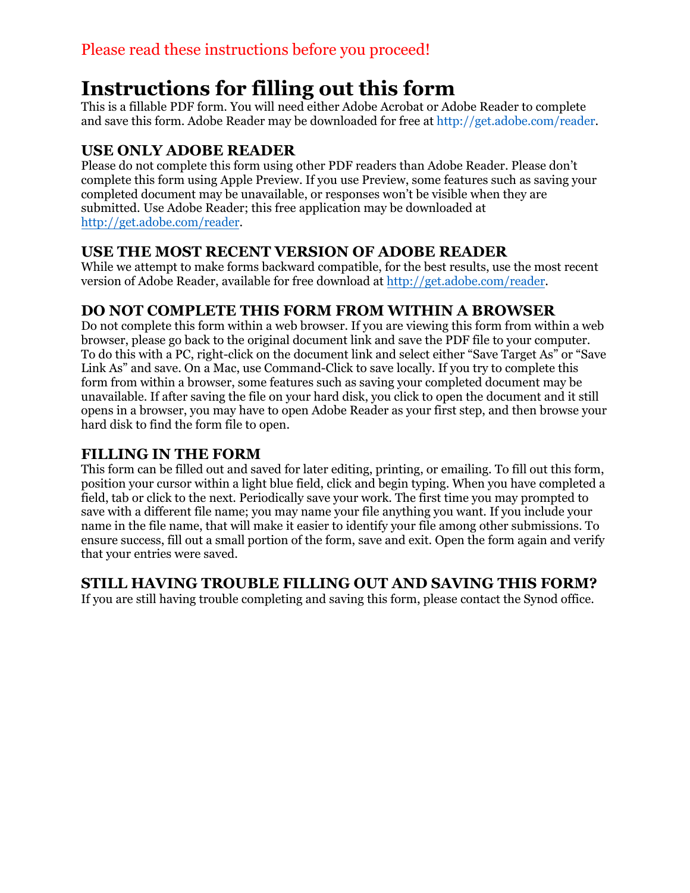Please read these instructions before you proceed!

# Instructions for filling out this form

This is a fillable PDF form. You will need either Adobe Acrobat or Adobe Reader to complete and save this form. Adobe Reader may be downloaded for free at http://get.adobe.com/reader.

## USE ONLY ADOBE READER

Please do not complete this form using other PDF readers than Adobe Reader. Please don't complete this form using Apple Preview. If you use Preview, some features such as saving your completed document may be unavailable, or responses won't be visible when they are submitted. Use Adobe Reader; this free application may be downloaded at http://get.adobe.com/reader.

## USE THE MOST RECENT VERSION OF ADOBE READER

While we attempt to make forms backward compatible, for the best results, use the most recent version of Adobe Reader, available for free download at http://get.adobe.com/reader.

## DO NOT COMPLETE THIS FORM FROM WITHIN A BROWSER

Do not complete this form within a web browser. If you are viewing this form from within a web browser, please go back to the original document link and save the PDF file to your computer. To do this with a PC, right-click on the document link and select either "Save Target As" or "Save Link As" and save. On a Mac, use Command-Click to save locally. If you try to complete this form from within a browser, some features such as saving your completed document may be unavailable. If after saving the file on your hard disk, you click to open the document and it still opens in a browser, you may have to open Adobe Reader as your first step, and then browse your hard disk to find the form file to open.

## FILLING IN THE FORM

This form can be filled out and saved for later editing, printing, or emailing. To fill out this form, position your cursor within a light blue field, click and begin typing. When you have completed a field, tab or click to the next. Periodically save your work. The first time you may prompted to save with a different file name; you may name your file anything you want. If you include your name in the file name, that will make it easier to identify your file among other submissions. To ensure success, fill out a small portion of the form, save and exit. Open the form again and verify that your entries were saved.

## STILL HAVING TROUBLE FILLING OUT AND SAVING THIS FORM?

If you are still having trouble completing and saving this form, please contact the Synod office.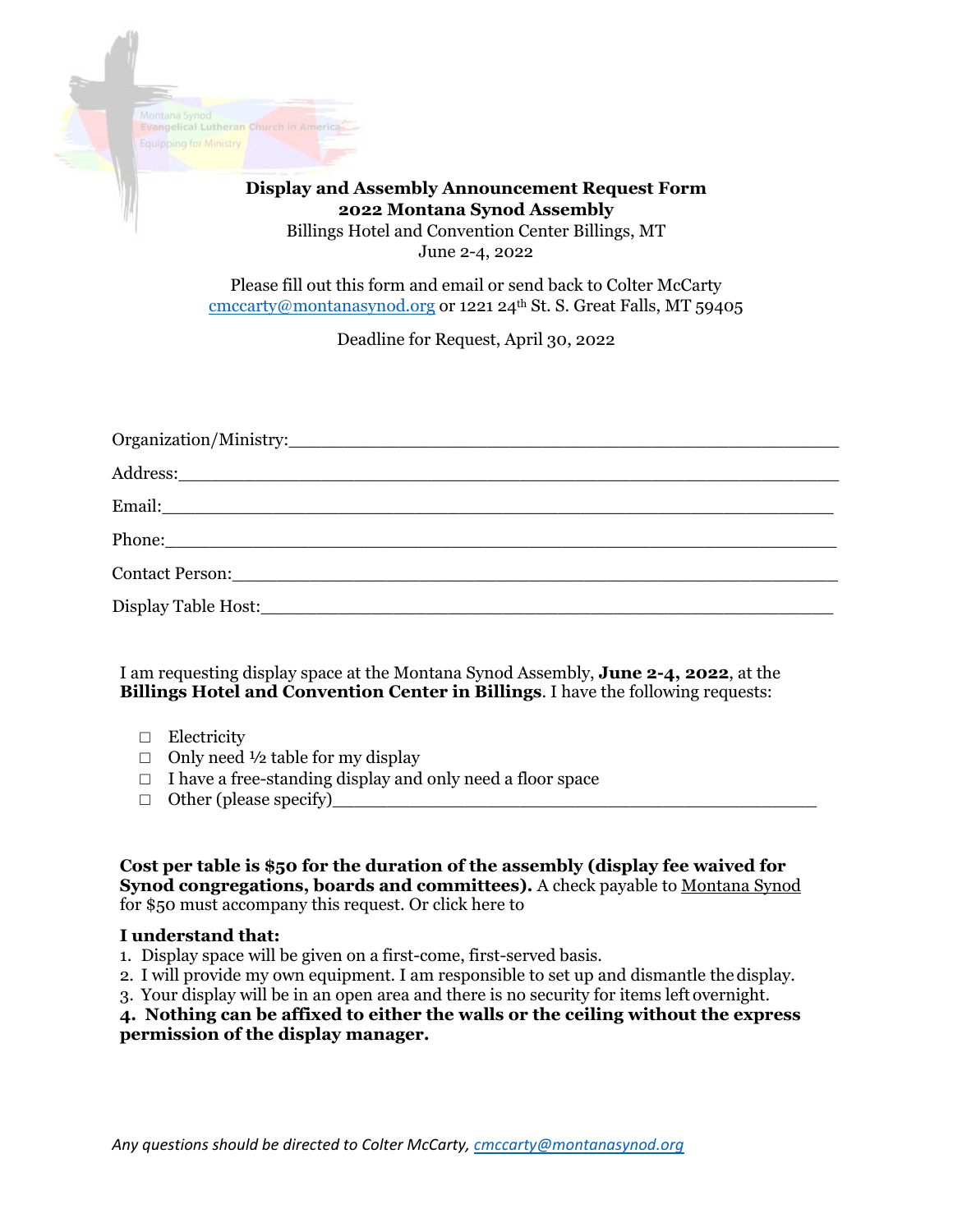Montana Synod
Evangelical Lutheran Church in America
Equipping for Ministry

**Display and Assembly Announcement Request Form**
**2022 Montana Synod Assembly**
Billings Hotel and Convention Center Billings, MT
June 2-4, 2022

Please fill out this form and email or send back to Colter McCarty
cmccarty@montanasynod.org or 1221 24th St. S. Great Falls, MT 59405

Deadline for Request, April 30, 2022

Organization/Ministry:_______________________________________________

Address:_______________________________________________

Email:_______________________________________________

Phone:_______________________________________________

Contact Person:_______________________________________________

Display Table Host:_______________________________________________

I am requesting display space at the Montana Synod Assembly, **June 2-4, 2022**, at the **Billings Hotel and Convention Center in Billings**. I have the following requests:

- ☐ Electricity
- ☐ Only need ½ table for my display
- ☐ I have a free-standing display and only need a floor space
- ☐ Other (please specify)_______________________________________________

**Cost per table is $50 for the duration of the assembly (display fee waived for Synod congregations, boards and committees).** A check payable to Montana Synod for $50 must accompany this request. Or click here to

**I understand that:**

1. Display space will be given on a first-come, first-served basis.
2. I will provide my own equipment. I am responsible to set up and dismantle the display.
3. Your display will be in an open area and there is no security for items left overnight.
4. **Nothing can be affixed to either the walls or the ceiling without the express permission of the display manager.**

*Any questions should be directed to Colter McCarty, cmccarty@montanasynod.org*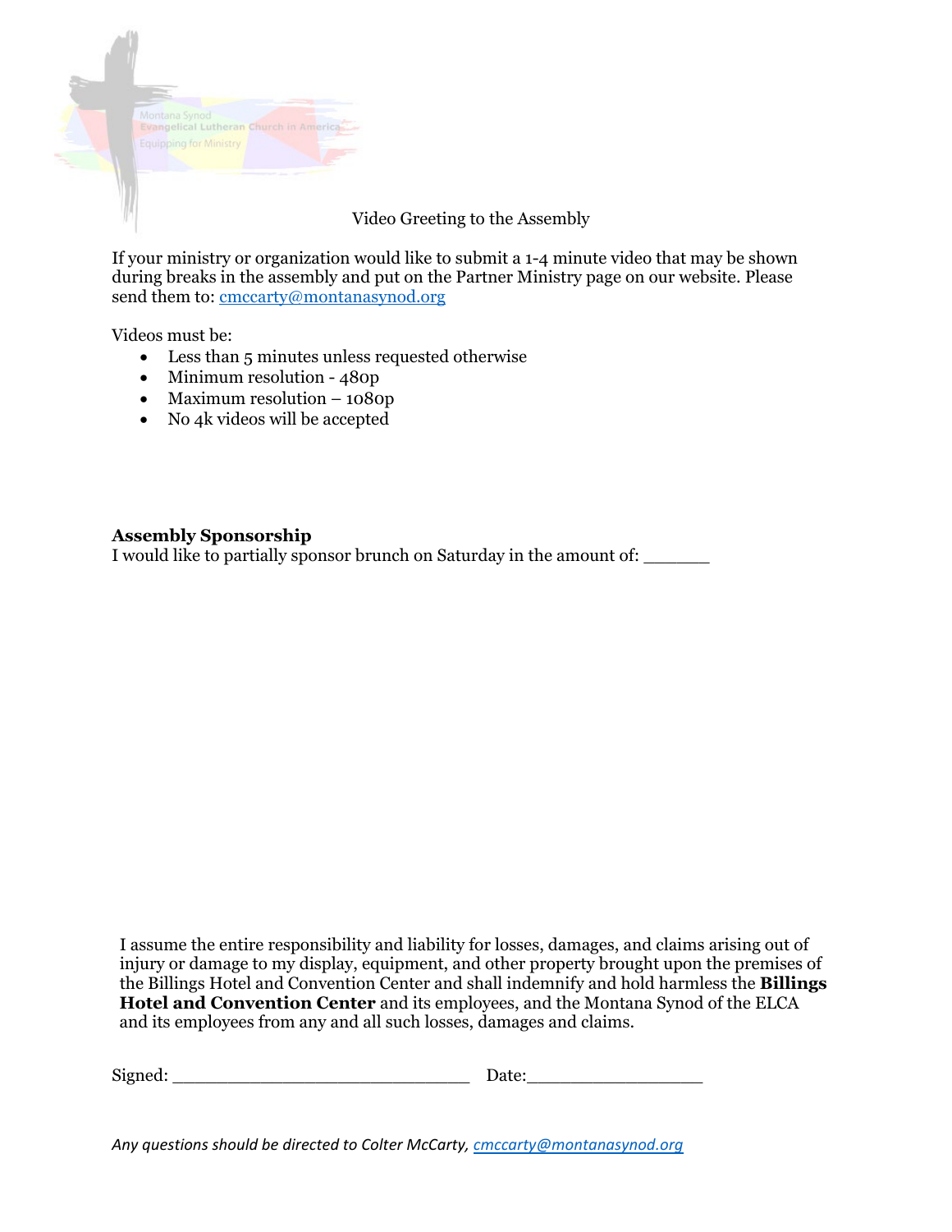Montana Synod
Evangelical Lutheran Church in America
Equipping for Ministry

Video Greeting to the Assembly

If your ministry or organization would like to submit a 1-4 minute video that may be shown during breaks in the assembly and put on the Partner Ministry page on our website. Please send them to: cmccarty@montanasynod.org

Videos must be:

- Less than 5 minutes unless requested otherwise
- Minimum resolution - 480p
- Maximum resolution – 1080p
- No 4k videos will be accepted

**Assembly Sponsorship**
I would like to partially sponsor brunch on Saturday in the amount of: ______

I assume the entire responsibility and liability for losses, damages, and claims arising out of injury or damage to my display, equipment, and other property brought upon the premises of the Billings Hotel and Convention Center and shall indemnify and hold harmless the **Billings Hotel and Convention Center** and its employees, and the Montana Synod of the ELCA and its employees from any and all such losses, damages and claims.

Signed: ______________________________ Date:_________________

*Any questions should be directed to Colter McCarty, cmccarty@montanasynod.org*